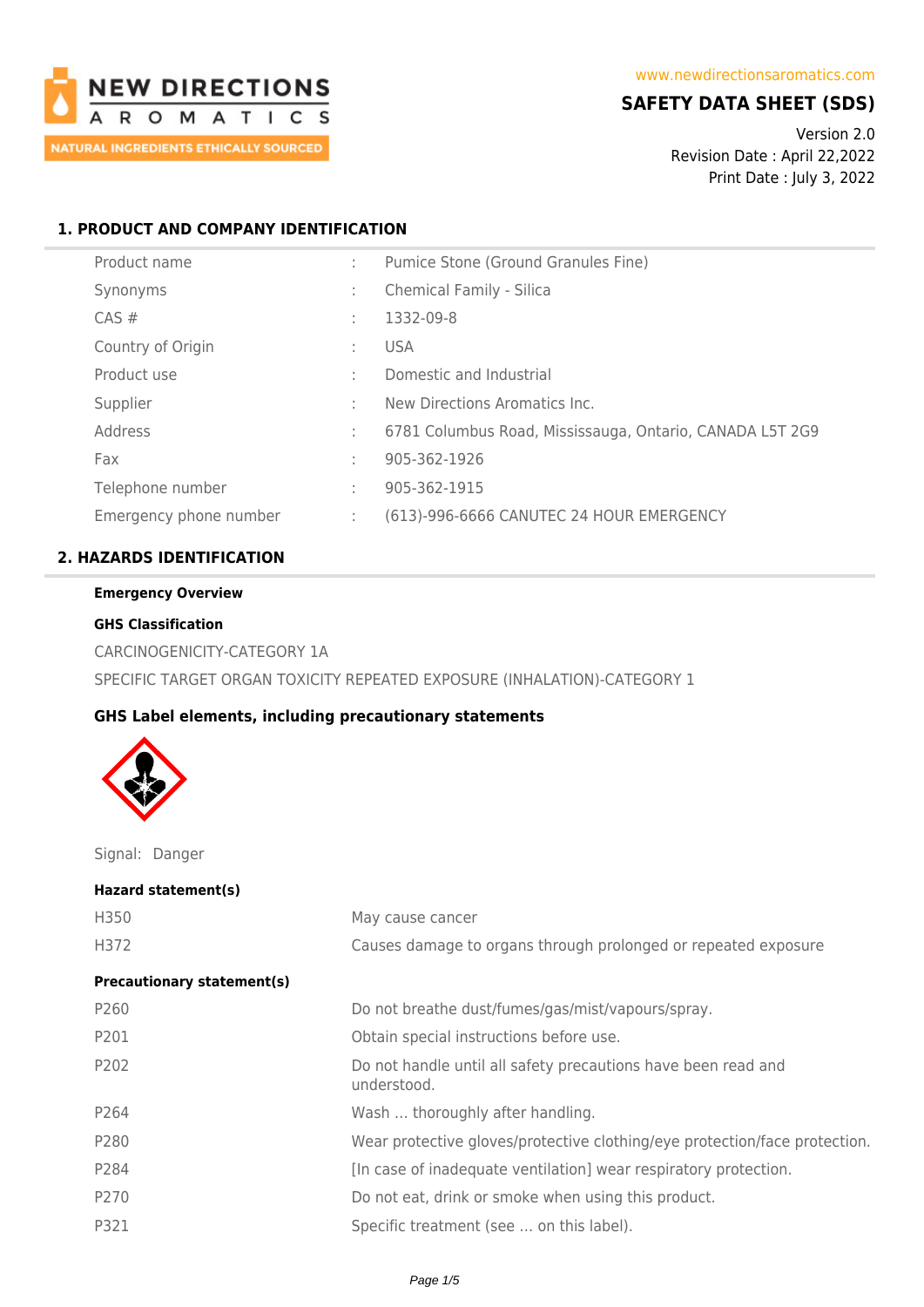NEW DIRECTIONS AROMATICS
NATURAL INGREDIENTS ETHICALLY SOURCED

www.newdirectionsaromatics.com

# SAFETY DATA SHEET (SDS)

Version 2.0
Revision Date : April 22,2022
Print Date : July 3, 2022

## 1. PRODUCT AND COMPANY IDENTIFICATION

| | | |
|---|---|---|
| Product name | : | Pumice Stone (Ground Granules Fine) |
| Synonyms | : | Chemical Family - Silica |
| CAS # | : | 1332-09-8 |
| Country of Origin | : | USA |
| Product use | : | Domestic and Industrial |
| Supplier | : | New Directions Aromatics Inc. |
| Address | : | 6781 Columbus Road, Mississauga, Ontario, CANADA L5T 2G9 |
| Fax | : | 905-362-1926 |
| Telephone number | : | 905-362-1915 |
| Emergency phone number | : | (613)-996-6666 CANUTEC 24 HOUR EMERGENCY |

## 2. HAZARDS IDENTIFICATION

**Emergency Overview**

**GHS Classification**

CARCINOGENICITY-CATEGORY 1A

SPECIFIC TARGET ORGAN TOXICITY REPEATED EXPOSURE (INHALATION)-CATEGORY 1

**GHS Label elements, including precautionary statements**

Signal: Danger

**Hazard statement(s)**

| | |
|---|---|
| H350 | May cause cancer |
| H372 | Causes damage to organs through prolonged or repeated exposure |

**Precautionary statement(s)**

| | |
|---|---|
| P260 | Do not breathe dust/fumes/gas/mist/vapours/spray. |
| P201 | Obtain special instructions before use. |
| P202 | Do not handle until all safety precautions have been read and understood. |
| P264 | Wash … thoroughly after handling. |
| P280 | Wear protective gloves/protective clothing/eye protection/face protection. |
| P284 | [In case of inadequate ventilation] wear respiratory protection. |
| P270 | Do not eat, drink or smoke when using this product. |
| P321 | Specific treatment (see … on this label). |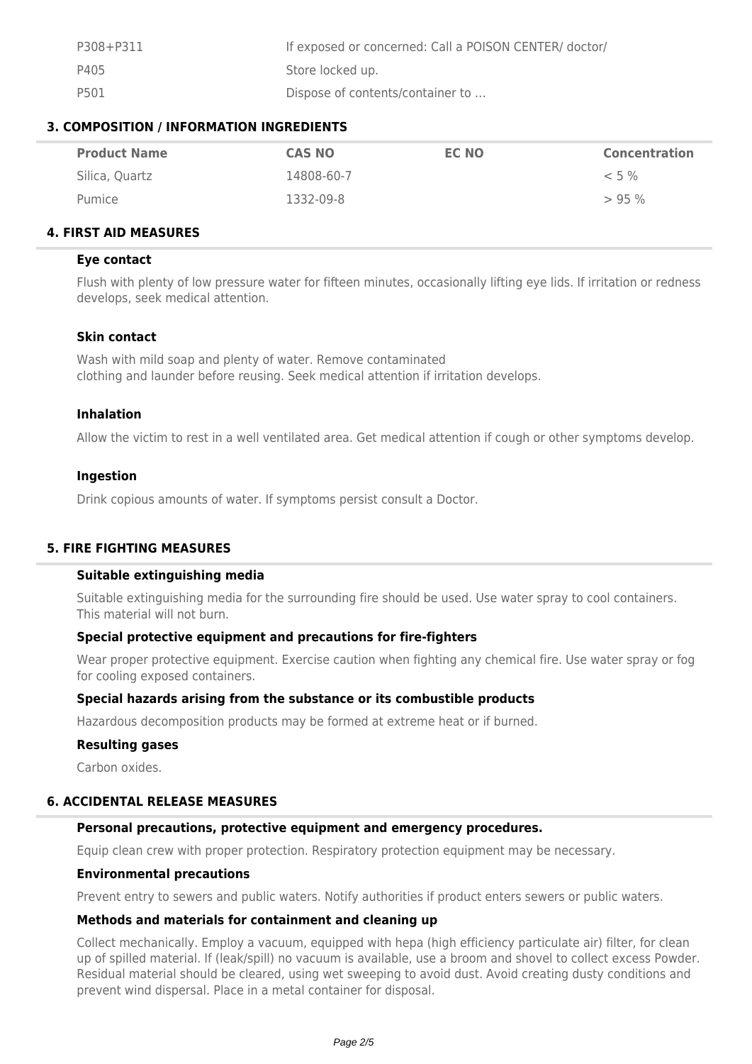| | |
|---|---|
| P308+P311 | If exposed or concerned: Call a POISON CENTER/ doctor/ |
| P405 | Store locked up. |
| P501 | Dispose of contents/container to ... |

## 3. COMPOSITION / INFORMATION INGREDIENTS

| Product Name | CAS NO | EC NO | Concentration |
|---|---|---|---|
| Silica, Quartz | 14808-60-7 | | < 5 % |
| Pumice | 1332-09-8 | | > 95 % |

## 4. FIRST AID MEASURES

### Eye contact

Flush with plenty of low pressure water for fifteen minutes, occasionally lifting eye lids. If irritation or redness develops, seek medical attention.

### Skin contact

Wash with mild soap and plenty of water. Remove contaminated clothing and launder before reusing. Seek medical attention if irritation develops.

### Inhalation

Allow the victim to rest in a well ventilated area. Get medical attention if cough or other symptoms develop.

### Ingestion

Drink copious amounts of water. If symptoms persist consult a Doctor.

## 5. FIRE FIGHTING MEASURES

### Suitable extinguishing media

Suitable extinguishing media for the surrounding fire should be used. Use water spray to cool containers. This material will not burn.

### Special protective equipment and precautions for fire-fighters

Wear proper protective equipment. Exercise caution when fighting any chemical fire. Use water spray or fog for cooling exposed containers.

### Special hazards arising from the substance or its combustible products

Hazardous decomposition products may be formed at extreme heat or if burned.

### Resulting gases

Carbon oxides.

## 6. ACCIDENTAL RELEASE MEASURES

### Personal precautions, protective equipment and emergency procedures.

Equip clean crew with proper protection. Respiratory protection equipment may be necessary.

### Environmental precautions

Prevent entry to sewers and public waters. Notify authorities if product enters sewers or public waters.

### Methods and materials for containment and cleaning up

Collect mechanically. Employ a vacuum, equipped with hepa (high efficiency particulate air) filter, for clean up of spilled material. If (leak/spill) no vacuum is available, use a broom and shovel to collect excess Powder. Residual material should be cleared, using wet sweeping to avoid dust. Avoid creating dusty conditions and prevent wind dispersal. Place in a metal container for disposal.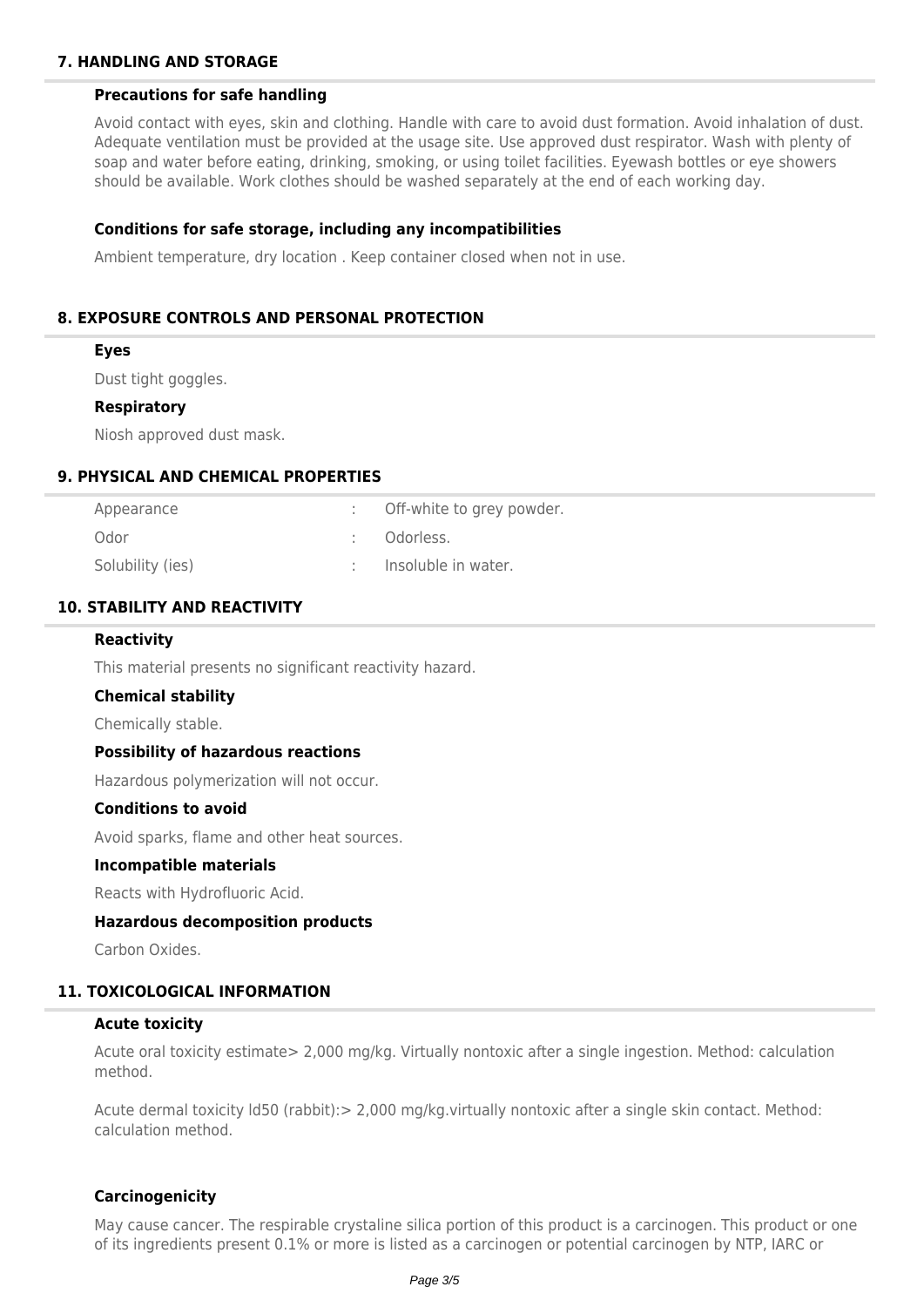## 7. HANDLING AND STORAGE

### Precautions for safe handling

Avoid contact with eyes, skin and clothing. Handle with care to avoid dust formation. Avoid inhalation of dust. Adequate ventilation must be provided at the usage site. Use approved dust respirator. Wash with plenty of soap and water before eating, drinking, smoking, or using toilet facilities. Eyewash bottles or eye showers should be available. Work clothes should be washed separately at the end of each working day.

### Conditions for safe storage, including any incompatibilities

Ambient temperature, dry location . Keep container closed when not in use.

## 8. EXPOSURE CONTROLS AND PERSONAL PROTECTION

### Eyes

Dust tight goggles.

### Respiratory

Niosh approved dust mask.

## 9. PHYSICAL AND CHEMICAL PROPERTIES

| | | |
|---|---|---|
| Appearance | : | Off-white to grey powder. |
| Odor | : | Odorless. |
| Solubility (ies) | : | Insoluble in water. |

## 10. STABILITY AND REACTIVITY

### Reactivity

This material presents no significant reactivity hazard.

### Chemical stability

Chemically stable.

### Possibility of hazardous reactions

Hazardous polymerization will not occur.

### Conditions to avoid

Avoid sparks, flame and other heat sources.

### Incompatible materials

Reacts with Hydrofluoric Acid.

### Hazardous decomposition products

Carbon Oxides.

## 11. TOXICOLOGICAL INFORMATION

### Acute toxicity

Acute oral toxicity estimate> 2,000 mg/kg. Virtually nontoxic after a single ingestion. Method: calculation method.

Acute dermal toxicity ld50 (rabbit):> 2,000 mg/kg.virtually nontoxic after a single skin contact. Method: calculation method.

### Carcinogenicity

May cause cancer. The respirable crystaline silica portion of this product is a carcinogen. This product or one of its ingredients present 0.1% or more is listed as a carcinogen or potential carcinogen by NTP, IARC or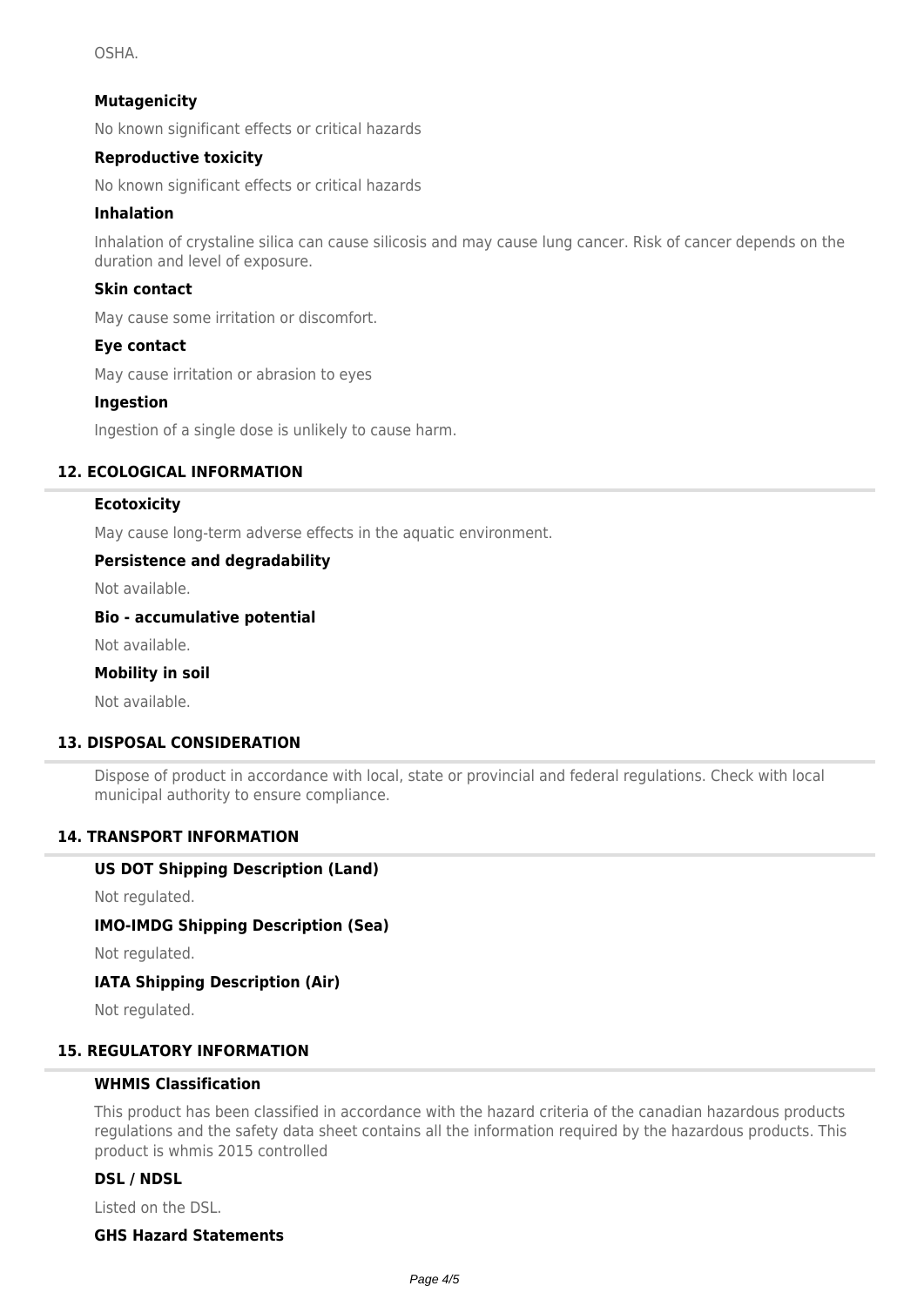OSHA.

**Mutagenicity**

No known significant effects or critical hazards

**Reproductive toxicity**

No known significant effects or critical hazards

**Inhalation**

Inhalation of crystaline silica can cause silicosis and may cause lung cancer. Risk of cancer depends on the duration and level of exposure.

**Skin contact**

May cause some irritation or discomfort.

**Eye contact**

May cause irritation or abrasion to eyes

**Ingestion**

Ingestion of a single dose is unlikely to cause harm.

## 12. ECOLOGICAL INFORMATION

**Ecotoxicity**

May cause long-term adverse effects in the aquatic environment.

**Persistence and degradability**

Not available.

**Bio - accumulative potential**

Not available.

**Mobility in soil**

Not available.

## 13. DISPOSAL CONSIDERATION

Dispose of product in accordance with local, state or provincial and federal regulations. Check with local municipal authority to ensure compliance.

## 14. TRANSPORT INFORMATION

**US DOT Shipping Description (Land)**

Not regulated.

**IMO-IMDG Shipping Description (Sea)**

Not regulated.

**IATA Shipping Description (Air)**

Not regulated.

## 15. REGULATORY INFORMATION

**WHMIS Classification**

This product has been classified in accordance with the hazard criteria of the canadian hazardous products regulations and the safety data sheet contains all the information required by the hazardous products. This product is whmis 2015 controlled

**DSL / NDSL**

Listed on the DSL.

**GHS Hazard Statements**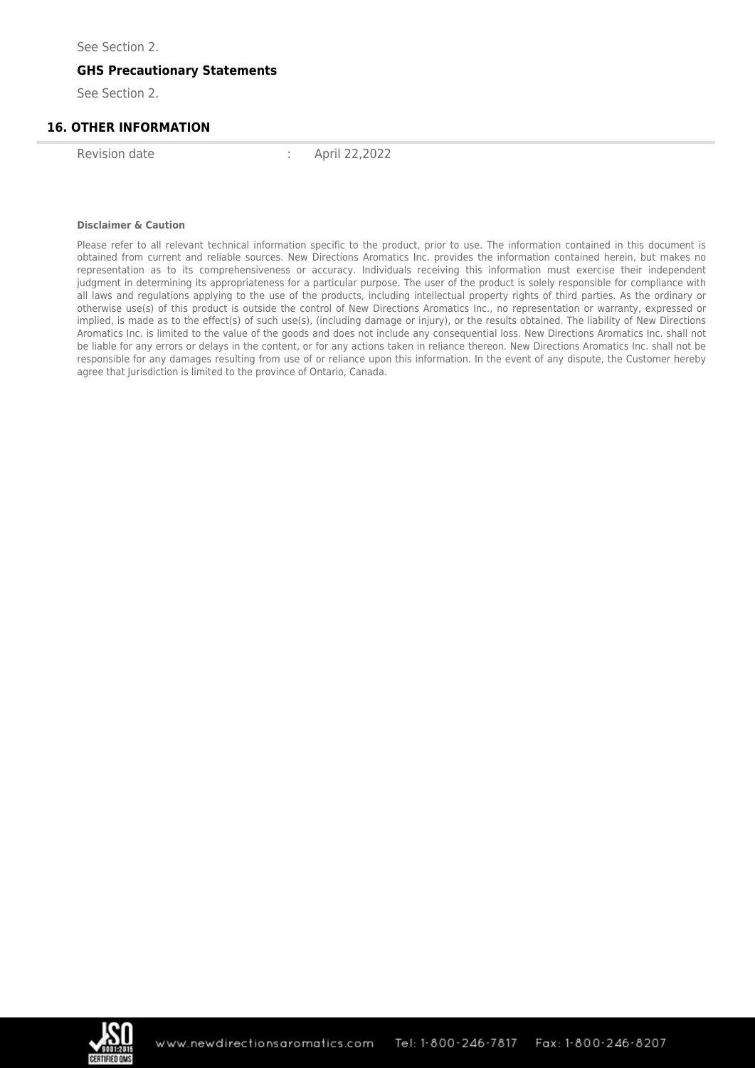See Section 2.

**GHS Precautionary Statements**

See Section 2.

## 16. OTHER INFORMATION

| | | |
|---|---|---|
| Revision date | : | April 22,2022 |

**Disclaimer & Caution**

Please refer to all relevant technical information specific to the product, prior to use. The information contained in this document is obtained from current and reliable sources. New Directions Aromatics Inc. provides the information contained herein, but makes no representation as to its comprehensiveness or accuracy. Individuals receiving this information must exercise their independent judgment in determining its appropriateness for a particular purpose. The user of the product is solely responsible for compliance with all laws and regulations applying to the use of the products, including intellectual property rights of third parties. As the ordinary or otherwise use(s) of this product is outside the control of New Directions Aromatics Inc., no representation or warranty, expressed or implied, is made as to the effect(s) of such use(s), (including damage or injury), or the results obtained. The liability of New Directions Aromatics Inc. is limited to the value of the goods and does not include any consequential loss. New Directions Aromatics Inc. shall not be liable for any errors or delays in the content, or for any actions taken in reliance thereon. New Directions Aromatics Inc. shall not be responsible for any damages resulting from use of or reliance upon this information. In the event of any dispute, the Customer hereby agree that Jurisdiction is limited to the province of Ontario, Canada.